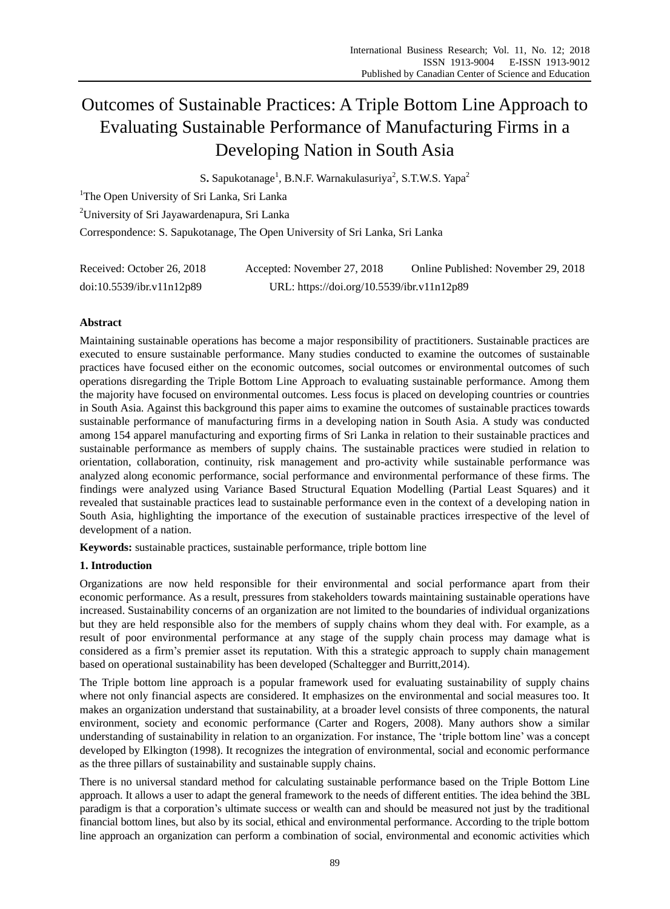# Outcomes of Sustainable Practices: A Triple Bottom Line Approach to Evaluating Sustainable Performance of Manufacturing Firms in a Developing Nation in South Asia

S. Sapukotanage[1], B.N.F. Warnakulasuriya[2], S.T.W.S. Yapa[2]

[1]The Open University of Sri Lanka, Sri Lanka

[2]University of Sri Jayawardenapura, Sri Lanka

Correspondence: S. Sapukotanage, The Open University of Sri Lanka, Sri Lanka

Received: October 26, 2018     Accepted: November 27, 2018     Online Published: November 29, 2018

doi:10.5539/ibr.v11n12p89     URL: https://doi.org/10.5539/ibr.v11n12p89

**Abstract**

Maintaining sustainable operations has become a major responsibility of practitioners. Sustainable practices are executed to ensure sustainable performance. Many studies conducted to examine the outcomes of sustainable practices have focused either on the economic outcomes, social outcomes or environmental outcomes of such operations disregarding the Triple Bottom Line Approach to evaluating sustainable performance. Among them the majority have focused on environmental outcomes. Less focus is placed on developing countries or countries in South Asia. Against this background this paper aims to examine the outcomes of sustainable practices towards sustainable performance of manufacturing firms in a developing nation in South Asia. A study was conducted among 154 apparel manufacturing and exporting firms of Sri Lanka in relation to their sustainable practices and sustainable performance as members of supply chains. The sustainable practices were studied in relation to orientation, collaboration, continuity, risk management and pro-activity while sustainable performance was analyzed along economic performance, social performance and environmental performance of these firms. The findings were analyzed using Variance Based Structural Equation Modelling (Partial Least Squares) and it revealed that sustainable practices lead to sustainable performance even in the context of a developing nation in South Asia, highlighting the importance of the execution of sustainable practices irrespective of the level of development of a nation.

**Keywords:** sustainable practices, sustainable performance, triple bottom line

## 1. Introduction

Organizations are now held responsible for their environmental and social performance apart from their economic performance. As a result, pressures from stakeholders towards maintaining sustainable operations have increased. Sustainability concerns of an organization are not limited to the boundaries of individual organizations but they are held responsible also for the members of supply chains whom they deal with. For example, as a result of poor environmental performance at any stage of the supply chain process may damage what is considered as a firm's premier asset its reputation. With this a strategic approach to supply chain management based on operational sustainability has been developed (Schaltegger and Burritt,2014).

The Triple bottom line approach is a popular framework used for evaluating sustainability of supply chains where not only financial aspects are considered. It emphasizes on the environmental and social measures too. It makes an organization understand that sustainability, at a broader level consists of three components, the natural environment, society and economic performance (Carter and Rogers, 2008). Many authors show a similar understanding of sustainability in relation to an organization. For instance, The 'triple bottom line' was a concept developed by Elkington (1998). It recognizes the integration of environmental, social and economic performance as the three pillars of sustainability and sustainable supply chains.

There is no universal standard method for calculating sustainable performance based on the Triple Bottom Line approach. It allows a user to adapt the general framework to the needs of different entities. The idea behind the 3BL paradigm is that a corporation's ultimate success or wealth can and should be measured not just by the traditional financial bottom lines, but also by its social, ethical and environmental performance. According to the triple bottom line approach an organization can perform a combination of social, environmental and economic activities which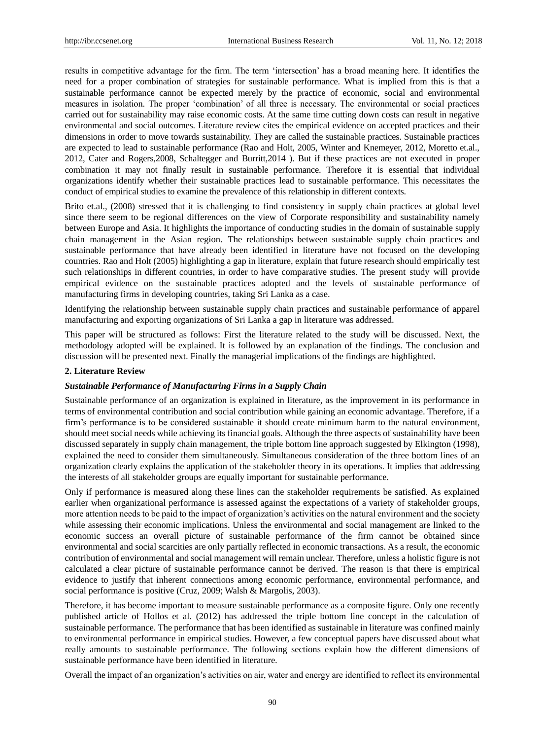results in competitive advantage for the firm. The term 'intersection' has a broad meaning here. It identifies the need for a proper combination of strategies for sustainable performance. What is implied from this is that a sustainable performance cannot be expected merely by the practice of economic, social and environmental measures in isolation. The proper 'combination' of all three is necessary. The environmental or social practices carried out for sustainability may raise economic costs. At the same time cutting down costs can result in negative environmental and social outcomes. Literature review cites the empirical evidence on accepted practices and their dimensions in order to move towards sustainability. They are called the sustainable practices. Sustainable practices are expected to lead to sustainable performance (Rao and Holt, 2005, Winter and Knemeyer, 2012, Moretto et.al., 2012, Cater and Rogers,2008, Schaltegger and Burritt,2014 ). But if these practices are not executed in proper combination it may not finally result in sustainable performance. Therefore it is essential that individual organizations identify whether their sustainable practices lead to sustainable performance. This necessitates the conduct of empirical studies to examine the prevalence of this relationship in different contexts.

Brito et.al., (2008) stressed that it is challenging to find consistency in supply chain practices at global level since there seem to be regional differences on the view of Corporate responsibility and sustainability namely between Europe and Asia. It highlights the importance of conducting studies in the domain of sustainable supply chain management in the Asian region. The relationships between sustainable supply chain practices and sustainable performance that have already been identified in literature have not focused on the developing countries. Rao and Holt (2005) highlighting a gap in literature, explain that future research should empirically test such relationships in different countries, in order to have comparative studies. The present study will provide empirical evidence on the sustainable practices adopted and the levels of sustainable performance of manufacturing firms in developing countries, taking Sri Lanka as a case.

Identifying the relationship between sustainable supply chain practices and sustainable performance of apparel manufacturing and exporting organizations of Sri Lanka a gap in literature was addressed.

This paper will be structured as follows: First the literature related to the study will be discussed. Next, the methodology adopted will be explained. It is followed by an explanation of the findings. The conclusion and discussion will be presented next. Finally the managerial implications of the findings are highlighted.

## 2. Literature Review

### *Sustainable Performance of Manufacturing Firms in a Supply Chain*

Sustainable performance of an organization is explained in literature, as the improvement in its performance in terms of environmental contribution and social contribution while gaining an economic advantage. Therefore, if a firm's performance is to be considered sustainable it should create minimum harm to the natural environment, should meet social needs while achieving its financial goals. Although the three aspects of sustainability have been discussed separately in supply chain management, the triple bottom line approach suggested by Elkington (1998), explained the need to consider them simultaneously. Simultaneous consideration of the three bottom lines of an organization clearly explains the application of the stakeholder theory in its operations. It implies that addressing the interests of all stakeholder groups are equally important for sustainable performance.

Only if performance is measured along these lines can the stakeholder requirements be satisfied. As explained earlier when organizational performance is assessed against the expectations of a variety of stakeholder groups, more attention needs to be paid to the impact of organization's activities on the natural environment and the society while assessing their economic implications. Unless the environmental and social management are linked to the economic success an overall picture of sustainable performance of the firm cannot be obtained since environmental and social scarcities are only partially reflected in economic transactions. As a result, the economic contribution of environmental and social management will remain unclear. Therefore, unless a holistic figure is not calculated a clear picture of sustainable performance cannot be derived. The reason is that there is empirical evidence to justify that inherent connections among economic performance, environmental performance, and social performance is positive (Cruz, 2009; Walsh & Margolis, 2003).

Therefore, it has become important to measure sustainable performance as a composite figure. Only one recently published article of Hollos et al. (2012) has addressed the triple bottom line concept in the calculation of sustainable performance. The performance that has been identified as sustainable in literature was confined mainly to environmental performance in empirical studies. However, a few conceptual papers have discussed about what really amounts to sustainable performance. The following sections explain how the different dimensions of sustainable performance have been identified in literature.

Overall the impact of an organization's activities on air, water and energy are identified to reflect its environmental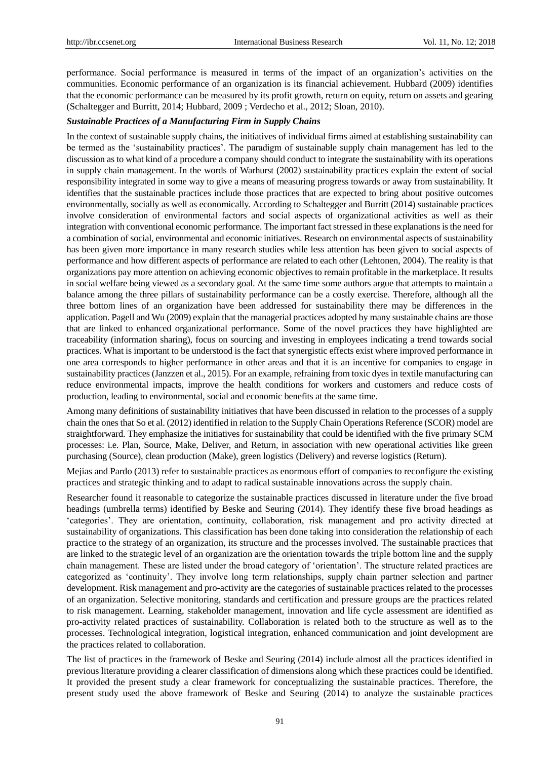performance. Social performance is measured in terms of the impact of an organization's activities on the communities. Economic performance of an organization is its financial achievement. Hubbard (2009) identifies that the economic performance can be measured by its profit growth, return on equity, return on assets and gearing (Schaltegger and Burritt, 2014; Hubbard, 2009 ; Verdecho et al., 2012; Sloan, 2010).

***Sustainable Practices of a Manufacturing Firm in Supply Chains***

In the context of sustainable supply chains, the initiatives of individual firms aimed at establishing sustainability can be termed as the 'sustainability practices'. The paradigm of sustainable supply chain management has led to the discussion as to what kind of a procedure a company should conduct to integrate the sustainability with its operations in supply chain management. In the words of Warhurst (2002) sustainability practices explain the extent of social responsibility integrated in some way to give a means of measuring progress towards or away from sustainability. It identifies that the sustainable practices include those practices that are expected to bring about positive outcomes environmentally, socially as well as economically. According to Schaltegger and Burritt (2014) sustainable practices involve consideration of environmental factors and social aspects of organizational activities as well as their integration with conventional economic performance. The important fact stressed in these explanations is the need for a combination of social, environmental and economic initiatives. Research on environmental aspects of sustainability has been given more importance in many research studies while less attention has been given to social aspects of performance and how different aspects of performance are related to each other (Lehtonen, 2004). The reality is that organizations pay more attention on achieving economic objectives to remain profitable in the marketplace. It results in social welfare being viewed as a secondary goal. At the same time some authors argue that attempts to maintain a balance among the three pillars of sustainability performance can be a costly exercise. Therefore, although all the three bottom lines of an organization have been addressed for sustainability there may be differences in the application. Pagell and Wu (2009) explain that the managerial practices adopted by many sustainable chains are those that are linked to enhanced organizational performance. Some of the novel practices they have highlighted are traceability (information sharing), focus on sourcing and investing in employees indicating a trend towards social practices. What is important to be understood is the fact that synergistic effects exist where improved performance in one area corresponds to higher performance in other areas and that it is an incentive for companies to engage in sustainability practices (Janzzen et al., 2015). For an example, refraining from toxic dyes in textile manufacturing can reduce environmental impacts, improve the health conditions for workers and customers and reduce costs of production, leading to environmental, social and economic benefits at the same time.

Among many definitions of sustainability initiatives that have been discussed in relation to the processes of a supply chain the ones that So et al. (2012) identified in relation to the Supply Chain Operations Reference (SCOR) model are straightforward. They emphasize the initiatives for sustainability that could be identified with the five primary SCM processes: i.e. Plan, Source, Make, Deliver, and Return, in association with new operational activities like green purchasing (Source), clean production (Make), green logistics (Delivery) and reverse logistics (Return).

Mejias and Pardo (2013) refer to sustainable practices as enormous effort of companies to reconfigure the existing practices and strategic thinking and to adapt to radical sustainable innovations across the supply chain.

Researcher found it reasonable to categorize the sustainable practices discussed in literature under the five broad headings (umbrella terms) identified by Beske and Seuring (2014). They identify these five broad headings as 'categories'. They are orientation, continuity, collaboration, risk management and pro activity directed at sustainability of organizations. This classification has been done taking into consideration the relationship of each practice to the strategy of an organization, its structure and the processes involved. The sustainable practices that are linked to the strategic level of an organization are the orientation towards the triple bottom line and the supply chain management. These are listed under the broad category of 'orientation'. The structure related practices are categorized as 'continuity'. They involve long term relationships, supply chain partner selection and partner development. Risk management and pro-activity are the categories of sustainable practices related to the processes of an organization. Selective monitoring, standards and certification and pressure groups are the practices related to risk management. Learning, stakeholder management, innovation and life cycle assessment are identified as pro-activity related practices of sustainability. Collaboration is related both to the structure as well as to the processes. Technological integration, logistical integration, enhanced communication and joint development are the practices related to collaboration.

The list of practices in the framework of Beske and Seuring (2014) include almost all the practices identified in previous literature providing a clearer classification of dimensions along which these practices could be identified. It provided the present study a clear framework for conceptualizing the sustainable practices. Therefore, the present study used the above framework of Beske and Seuring (2014) to analyze the sustainable practices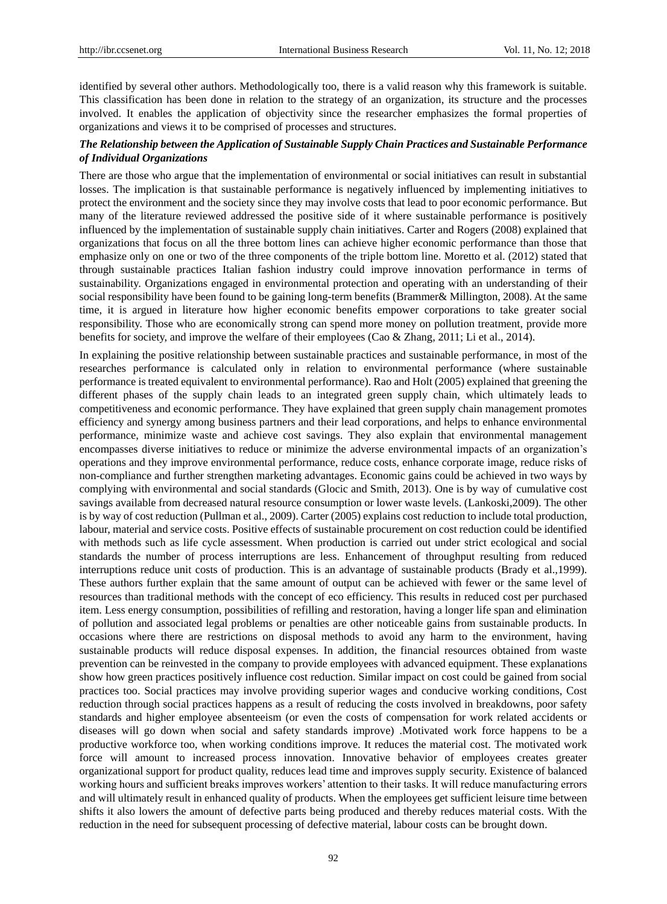identified by several other authors. Methodologically too, there is a valid reason why this framework is suitable. This classification has been done in relation to the strategy of an organization, its structure and the processes involved. It enables the application of objectivity since the researcher emphasizes the formal properties of organizations and views it to be comprised of processes and structures.

***The Relationship between the Application of Sustainable Supply Chain Practices and Sustainable Performance of Individual Organizations***

There are those who argue that the implementation of environmental or social initiatives can result in substantial losses. The implication is that sustainable performance is negatively influenced by implementing initiatives to protect the environment and the society since they may involve costs that lead to poor economic performance. But many of the literature reviewed addressed the positive side of it where sustainable performance is positively influenced by the implementation of sustainable supply chain initiatives. Carter and Rogers (2008) explained that organizations that focus on all the three bottom lines can achieve higher economic performance than those that emphasize only on one or two of the three components of the triple bottom line. Moretto et al. (2012) stated that through sustainable practices Italian fashion industry could improve innovation performance in terms of sustainability. Organizations engaged in environmental protection and operating with an understanding of their social responsibility have been found to be gaining long-term benefits (Brammer& Millington, 2008). At the same time, it is argued in literature how higher economic benefits empower corporations to take greater social responsibility. Those who are economically strong can spend more money on pollution treatment, provide more benefits for society, and improve the welfare of their employees (Cao & Zhang, 2011; Li et al., 2014).

In explaining the positive relationship between sustainable practices and sustainable performance, in most of the researches performance is calculated only in relation to environmental performance (where sustainable performance is treated equivalent to environmental performance). Rao and Holt (2005) explained that greening the different phases of the supply chain leads to an integrated green supply chain, which ultimately leads to competitiveness and economic performance. They have explained that green supply chain management promotes efficiency and synergy among business partners and their lead corporations, and helps to enhance environmental performance, minimize waste and achieve cost savings. They also explain that environmental management encompasses diverse initiatives to reduce or minimize the adverse environmental impacts of an organization's operations and they improve environmental performance, reduce costs, enhance corporate image, reduce risks of non-compliance and further strengthen marketing advantages. Economic gains could be achieved in two ways by complying with environmental and social standards (Glocic and Smith, 2013). One is by way of cumulative cost savings available from decreased natural resource consumption or lower waste levels. (Lankoski,2009). The other is by way of cost reduction (Pullman et al., 2009). Carter (2005) explains cost reduction to include total production, labour, material and service costs. Positive effects of sustainable procurement on cost reduction could be identified with methods such as life cycle assessment. When production is carried out under strict ecological and social standards the number of process interruptions are less. Enhancement of throughput resulting from reduced interruptions reduce unit costs of production. This is an advantage of sustainable products (Brady et al.,1999). These authors further explain that the same amount of output can be achieved with fewer or the same level of resources than traditional methods with the concept of eco efficiency. This results in reduced cost per purchased item. Less energy consumption, possibilities of refilling and restoration, having a longer life span and elimination of pollution and associated legal problems or penalties are other noticeable gains from sustainable products. In occasions where there are restrictions on disposal methods to avoid any harm to the environment, having sustainable products will reduce disposal expenses. In addition, the financial resources obtained from waste prevention can be reinvested in the company to provide employees with advanced equipment. These explanations show how green practices positively influence cost reduction. Similar impact on cost could be gained from social practices too. Social practices may involve providing superior wages and conducive working conditions, Cost reduction through social practices happens as a result of reducing the costs involved in breakdowns, poor safety standards and higher employee absenteeism (or even the costs of compensation for work related accidents or diseases will go down when social and safety standards improve) .Motivated work force happens to be a productive workforce too, when working conditions improve. It reduces the material cost. The motivated work force will amount to increased process innovation. Innovative behavior of employees creates greater organizational support for product quality, reduces lead time and improves supply security. Existence of balanced working hours and sufficient breaks improves workers' attention to their tasks. It will reduce manufacturing errors and will ultimately result in enhanced quality of products. When the employees get sufficient leisure time between shifts it also lowers the amount of defective parts being produced and thereby reduces material costs. With the reduction in the need for subsequent processing of defective material, labour costs can be brought down.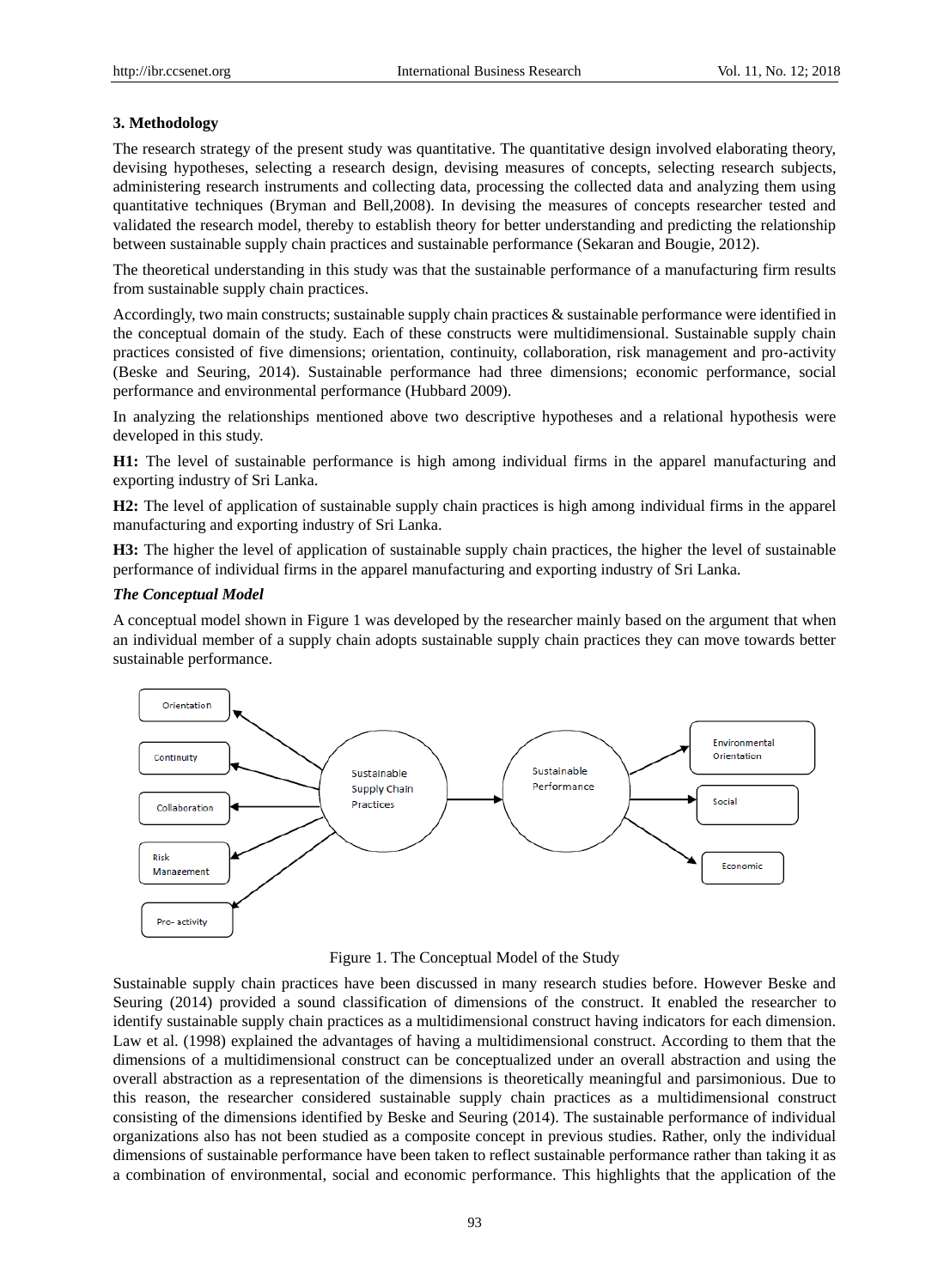### 3. Methodology

The research strategy of the present study was quantitative. The quantitative design involved elaborating theory, devising hypotheses, selecting a research design, devising measures of concepts, selecting research subjects, administering research instruments and collecting data, processing the collected data and analyzing them using quantitative techniques (Bryman and Bell,2008). In devising the measures of concepts researcher tested and validated the research model, thereby to establish theory for better understanding and predicting the relationship between sustainable supply chain practices and sustainable performance (Sekaran and Bougie, 2012).

The theoretical understanding in this study was that the sustainable performance of a manufacturing firm results from sustainable supply chain practices.

Accordingly, two main constructs; sustainable supply chain practices & sustainable performance were identified in the conceptual domain of the study. Each of these constructs were multidimensional. Sustainable supply chain practices consisted of five dimensions; orientation, continuity, collaboration, risk management and pro-activity (Beske and Seuring, 2014). Sustainable performance had three dimensions; economic performance, social performance and environmental performance (Hubbard 2009).

In analyzing the relationships mentioned above two descriptive hypotheses and a relational hypothesis were developed in this study.

**H1:** The level of sustainable performance is high among individual firms in the apparel manufacturing and exporting industry of Sri Lanka.

**H2:** The level of application of sustainable supply chain practices is high among individual firms in the apparel manufacturing and exporting industry of Sri Lanka.

**H3:** The higher the level of application of sustainable supply chain practices, the higher the level of sustainable performance of individual firms in the apparel manufacturing and exporting industry of Sri Lanka.

***The Conceptual Model***

A conceptual model shown in Figure 1 was developed by the researcher mainly based on the argument that when an individual member of a supply chain adopts sustainable supply chain practices they can move towards better sustainable performance.

Figure 1. The Conceptual Model of the Study

Sustainable supply chain practices have been discussed in many research studies before. However Beske and Seuring (2014) provided a sound classification of dimensions of the construct. It enabled the researcher to identify sustainable supply chain practices as a multidimensional construct having indicators for each dimension. Law et al. (1998) explained the advantages of having a multidimensional construct. According to them that the dimensions of a multidimensional construct can be conceptualized under an overall abstraction and using the overall abstraction as a representation of the dimensions is theoretically meaningful and parsimonious. Due to this reason, the researcher considered sustainable supply chain practices as a multidimensional construct consisting of the dimensions identified by Beske and Seuring (2014). The sustainable performance of individual organizations also has not been studied as a composite concept in previous studies. Rather, only the individual dimensions of sustainable performance have been taken to reflect sustainable performance rather than taking it as a combination of environmental, social and economic performance. This highlights that the application of the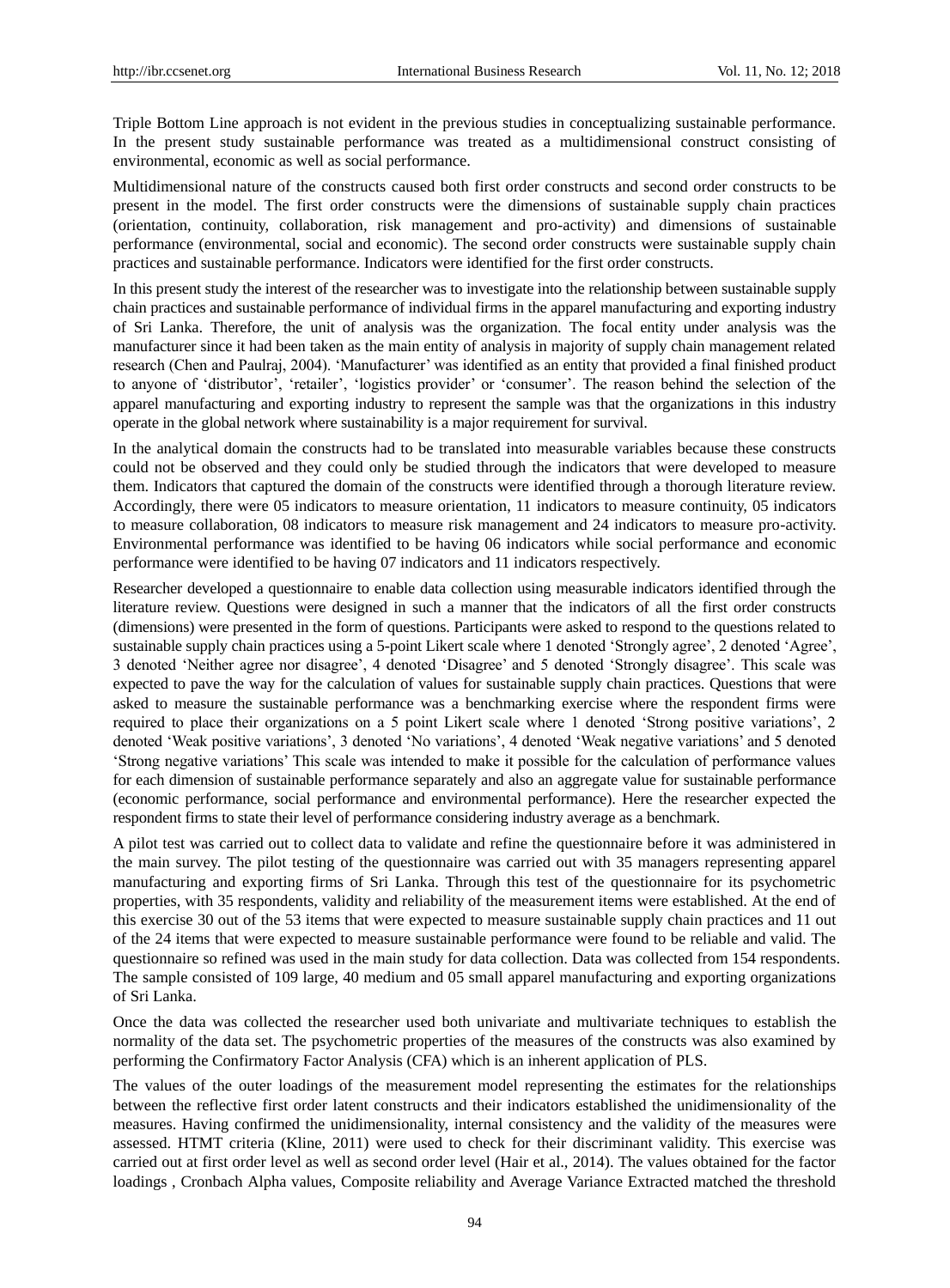Triple Bottom Line approach is not evident in the previous studies in conceptualizing sustainable performance. In the present study sustainable performance was treated as a multidimensional construct consisting of environmental, economic as well as social performance.

Multidimensional nature of the constructs caused both first order constructs and second order constructs to be present in the model. The first order constructs were the dimensions of sustainable supply chain practices (orientation, continuity, collaboration, risk management and pro-activity) and dimensions of sustainable performance (environmental, social and economic). The second order constructs were sustainable supply chain practices and sustainable performance. Indicators were identified for the first order constructs.

In this present study the interest of the researcher was to investigate into the relationship between sustainable supply chain practices and sustainable performance of individual firms in the apparel manufacturing and exporting industry of Sri Lanka. Therefore, the unit of analysis was the organization. The focal entity under analysis was the manufacturer since it had been taken as the main entity of analysis in majority of supply chain management related research (Chen and Paulraj, 2004). 'Manufacturer' was identified as an entity that provided a final finished product to anyone of 'distributor', 'retailer', 'logistics provider' or 'consumer'. The reason behind the selection of the apparel manufacturing and exporting industry to represent the sample was that the organizations in this industry operate in the global network where sustainability is a major requirement for survival.

In the analytical domain the constructs had to be translated into measurable variables because these constructs could not be observed and they could only be studied through the indicators that were developed to measure them. Indicators that captured the domain of the constructs were identified through a thorough literature review. Accordingly, there were 05 indicators to measure orientation, 11 indicators to measure continuity, 05 indicators to measure collaboration, 08 indicators to measure risk management and 24 indicators to measure pro-activity. Environmental performance was identified to be having 06 indicators while social performance and economic performance were identified to be having 07 indicators and 11 indicators respectively.

Researcher developed a questionnaire to enable data collection using measurable indicators identified through the literature review. Questions were designed in such a manner that the indicators of all the first order constructs (dimensions) were presented in the form of questions. Participants were asked to respond to the questions related to sustainable supply chain practices using a 5-point Likert scale where 1 denoted 'Strongly agree', 2 denoted 'Agree', 3 denoted 'Neither agree nor disagree', 4 denoted 'Disagree' and 5 denoted 'Strongly disagree'. This scale was expected to pave the way for the calculation of values for sustainable supply chain practices. Questions that were asked to measure the sustainable performance was a benchmarking exercise where the respondent firms were required to place their organizations on a 5 point Likert scale where 1 denoted 'Strong positive variations', 2 denoted 'Weak positive variations', 3 denoted 'No variations', 4 denoted 'Weak negative variations' and 5 denoted 'Strong negative variations' This scale was intended to make it possible for the calculation of performance values for each dimension of sustainable performance separately and also an aggregate value for sustainable performance (economic performance, social performance and environmental performance). Here the researcher expected the respondent firms to state their level of performance considering industry average as a benchmark.

A pilot test was carried out to collect data to validate and refine the questionnaire before it was administered in the main survey. The pilot testing of the questionnaire was carried out with 35 managers representing apparel manufacturing and exporting firms of Sri Lanka. Through this test of the questionnaire for its psychometric properties, with 35 respondents, validity and reliability of the measurement items were established. At the end of this exercise 30 out of the 53 items that were expected to measure sustainable supply chain practices and 11 out of the 24 items that were expected to measure sustainable performance were found to be reliable and valid. The questionnaire so refined was used in the main study for data collection. Data was collected from 154 respondents. The sample consisted of 109 large, 40 medium and 05 small apparel manufacturing and exporting organizations of Sri Lanka.

Once the data was collected the researcher used both univariate and multivariate techniques to establish the normality of the data set. The psychometric properties of the measures of the constructs was also examined by performing the Confirmatory Factor Analysis (CFA) which is an inherent application of PLS.

The values of the outer loadings of the measurement model representing the estimates for the relationships between the reflective first order latent constructs and their indicators established the unidimensionality of the measures. Having confirmed the unidimensionality, internal consistency and the validity of the measures were assessed. HTMT criteria (Kline, 2011) were used to check for their discriminant validity. This exercise was carried out at first order level as well as second order level (Hair et al., 2014). The values obtained for the factor loadings , Cronbach Alpha values, Composite reliability and Average Variance Extracted matched the threshold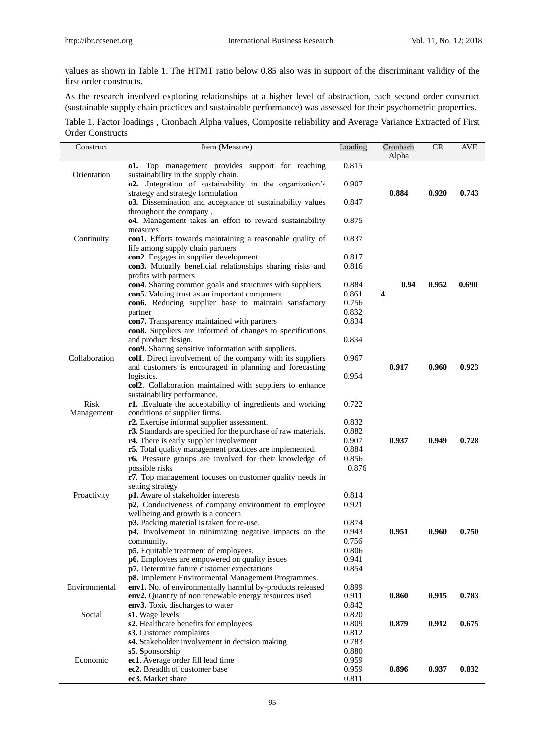values as shown in Table 1. The HTMT ratio below 0.85 also was in support of the discriminant validity of the first order constructs.

As the research involved exploring relationships at a higher level of abstraction, each second order construct (sustainable supply chain practices and sustainable performance) was assessed for their psychometric properties.

Table 1. Factor loadings , Cronbach Alpha values, Composite reliability and Average Variance Extracted of First Order Constructs

| Construct | Item (Measure) | Loading | Cronbach Alpha | CR | AVE |
|---|---|---|---|---|---|
| Orientation | **o1.** Top management provides support for reaching sustainability in the supply chain. | 0.815 | | | |
| | **o2.** .Integration of sustainability in the organization's strategy and strategy formulation. | 0.907 | **0.884** | **0.920** | **0.743** |
| | **o3.** Dissemination and acceptance of sustainability values throughout the company . | 0.847 | | | |
| | **o4.** Management takes an effort to reward sustainability measures | 0.875 | | | |
| Continuity | **con1.** Efforts towards maintaining a reasonable quality of life among supply chain partners | 0.837 | | | |
| | **con2**. Engages in supplier development | 0.817 | | | |
| | **con3.** Mutually beneficial relationships sharing risks and profits with partners | 0.816 | | | |
| | **con4**. Sharing common goals and structures with suppliers | 0.884 | **0.944** | **0.952** | **0.690** |
| | **con5.** Valuing trust as an important component | 0.861 | | | |
| | **con6.** Reducing supplier base to maintain satisfactory partner | 0.756 | | | |
| | **con7.** Transparency maintained with partners | 0.832 | | | |
| | **con8.** Suppliers are informed of changes to specifications and product design. | 0.834 | | | |
| | **con9**. Sharing sensitive information with suppliers. | 0.834 | | | |
| Collaboration | **col1**. Direct involvement of the company with its suppliers and customers is encouraged in planning and forecasting logistics. | 0.967 | **0.917** | **0.960** | **0.923** |
| | **col2**. Collaboration maintained with suppliers to enhance sustainability performance. | 0.954 | | | |
| Risk Management | **r1.** .Evaluate the acceptability of ingredients and working conditions of supplier firms. | 0.722 | | | |
| | **r2.** Exercise informal supplier assessment. | 0.832 | | | |
| | **r3.** Standards are specified for the purchase of raw materials. | 0.882 | | | |
| | **r4.** There is early supplier involvement | 0.907 | **0.937** | **0.949** | **0.728** |
| | **r5.** Total quality management practices are implemented. | 0.884 | | | |
| | **r6.** Pressure groups are involved for their knowledge of possible risks | 0.856 | | | |
| | **r7**. Top management focuses on customer quality needs in setting strategy | 0.876 | | | |
| Proactivity | **p1.** Aware of stakeholder interests | 0.814 | | | |
| | **p2.** Conduciveness of company environment to employee wellbeing and growth is a concern | 0.921 | | | |
| | **p3.** Packing material is taken for re-use. | 0.874 | | | |
| | **p4.** Involvement in minimizing negative impacts on the community. | 0.943 | **0.951** | **0.960** | **0.750** |
| | **p5.** Equitable treatment of employees. | 0.756 | | | |
| | **p6.** Employees are empowered on quality issues | 0.806 | | | |
| | **p7.** Determine future customer expectations | 0.941 | | | |
| | **p8.** Implement Environmental Management Programmes. | 0.854 | | | |
| Environmental | **env1.** No. of environmentally harmful by-products released | 0.899 | | | |
| | **env2.** Quantity of non renewable energy resources used | 0.911 | **0.860** | **0.915** | **0.783** |
| | **env3.** Toxic discharges to water | 0.842 | | | |
| Social | **s1.** Wage levels | 0.820 | | | |
| | **s2.** Healthcare benefits for employees | 0.809 | **0.879** | **0.912** | **0.675** |
| | **s3.** Customer complaints | 0.812 | | | |
| | **s4. S**takeholder involvement in decision making | 0.783 | | | |
| | **s5. S**ponsorship | 0.880 | | | |
| Economic | **ec1**. Average order fill lead time | 0.959 | | | |
| | **ec2.** Breadth of customer base | 0.959 | **0.896** | **0.937** | **0.832** |
| | **ec3**. Market share | 0.811 | | | |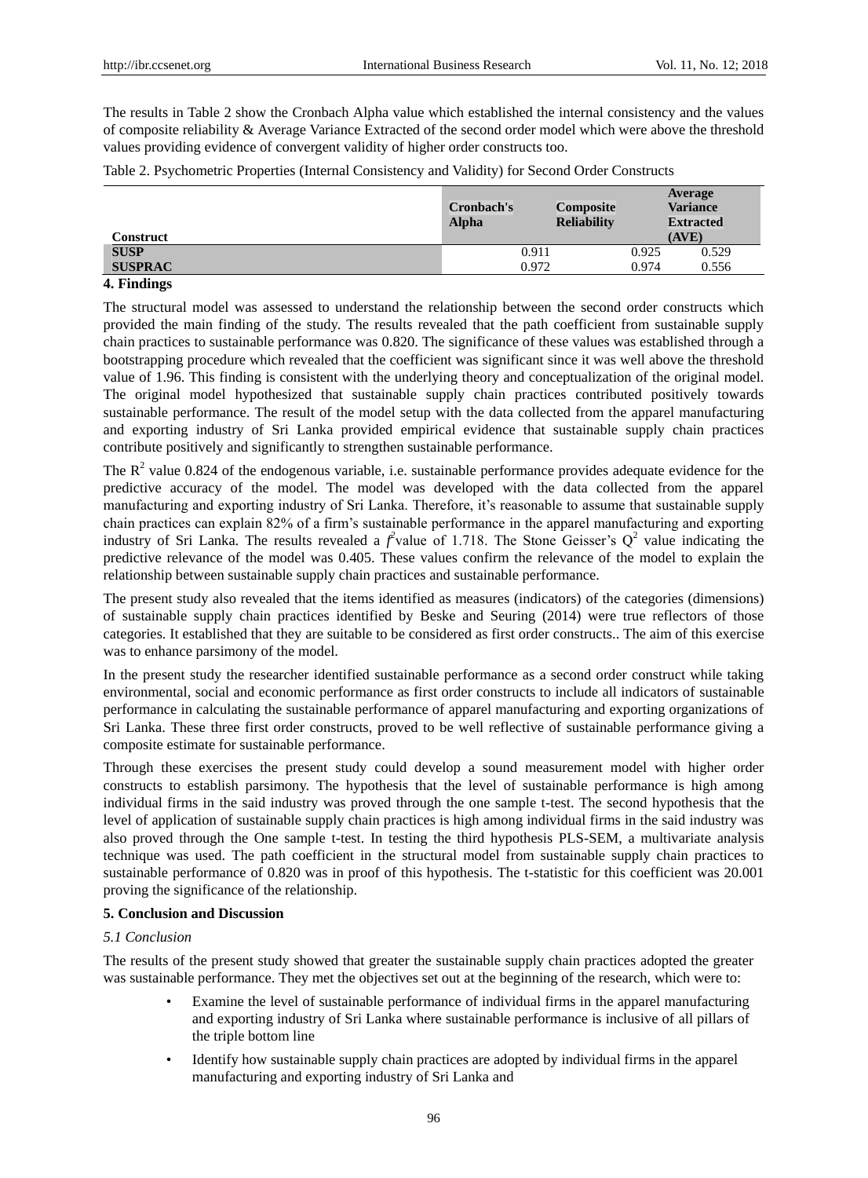The results in Table 2 show the Cronbach Alpha value which established the internal consistency and the values of composite reliability & Average Variance Extracted of the second order model which were above the threshold values providing evidence of convergent validity of higher order constructs too.

Table 2. Psychometric Properties (Internal Consistency and Validity) for Second Order Constructs

| Construct | Cronbach's Alpha | Composite Reliability | Average Variance Extracted (AVE) |
|---|---|---|---|
| SUSP | 0.911 | 0.925 | 0.529 |
| SUSPRAC | 0.972 | 0.974 | 0.556 |

## 4. Findings

The structural model was assessed to understand the relationship between the second order constructs which provided the main finding of the study. The results revealed that the path coefficient from sustainable supply chain practices to sustainable performance was 0.820. The significance of these values was established through a bootstrapping procedure which revealed that the coefficient was significant since it was well above the threshold value of 1.96. This finding is consistent with the underlying theory and conceptualization of the original model. The original model hypothesized that sustainable supply chain practices contributed positively towards sustainable performance. The result of the model setup with the data collected from the apparel manufacturing and exporting industry of Sri Lanka provided empirical evidence that sustainable supply chain practices contribute positively and significantly to strengthen sustainable performance.

The $R^2$ value 0.824 of the endogenous variable, i.e. sustainable performance provides adequate evidence for the predictive accuracy of the model. The model was developed with the data collected from the apparel manufacturing and exporting industry of Sri Lanka. Therefore, it's reasonable to assume that sustainable supply chain practices can explain 82% of a firm's sustainable performance in the apparel manufacturing and exporting industry of Sri Lanka. The results revealed a $f^2$value of 1.718. The Stone Geisser's $Q^2$ value indicating the predictive relevance of the model was 0.405. These values confirm the relevance of the model to explain the relationship between sustainable supply chain practices and sustainable performance.

The present study also revealed that the items identified as measures (indicators) of the categories (dimensions) of sustainable supply chain practices identified by Beske and Seuring (2014) were true reflectors of those categories. It established that they are suitable to be considered as first order constructs.. The aim of this exercise was to enhance parsimony of the model.

In the present study the researcher identified sustainable performance as a second order construct while taking environmental, social and economic performance as first order constructs to include all indicators of sustainable performance in calculating the sustainable performance of apparel manufacturing and exporting organizations of Sri Lanka. These three first order constructs, proved to be well reflective of sustainable performance giving a composite estimate for sustainable performance.

Through these exercises the present study could develop a sound measurement model with higher order constructs to establish parsimony. The hypothesis that the level of sustainable performance is high among individual firms in the said industry was proved through the one sample t-test. The second hypothesis that the level of application of sustainable supply chain practices is high among individual firms in the said industry was also proved through the One sample t-test. In testing the third hypothesis PLS-SEM, a multivariate analysis technique was used. The path coefficient in the structural model from sustainable supply chain practices to sustainable performance of 0.820 was in proof of this hypothesis. The t-statistic for this coefficient was 20.001 proving the significance of the relationship.

## 5. Conclusion and Discussion

### *5.1 Conclusion*

The results of the present study showed that greater the sustainable supply chain practices adopted the greater was sustainable performance. They met the objectives set out at the beginning of the research, which were to:

- Examine the level of sustainable performance of individual firms in the apparel manufacturing and exporting industry of Sri Lanka where sustainable performance is inclusive of all pillars of the triple bottom line
- Identify how sustainable supply chain practices are adopted by individual firms in the apparel manufacturing and exporting industry of Sri Lanka and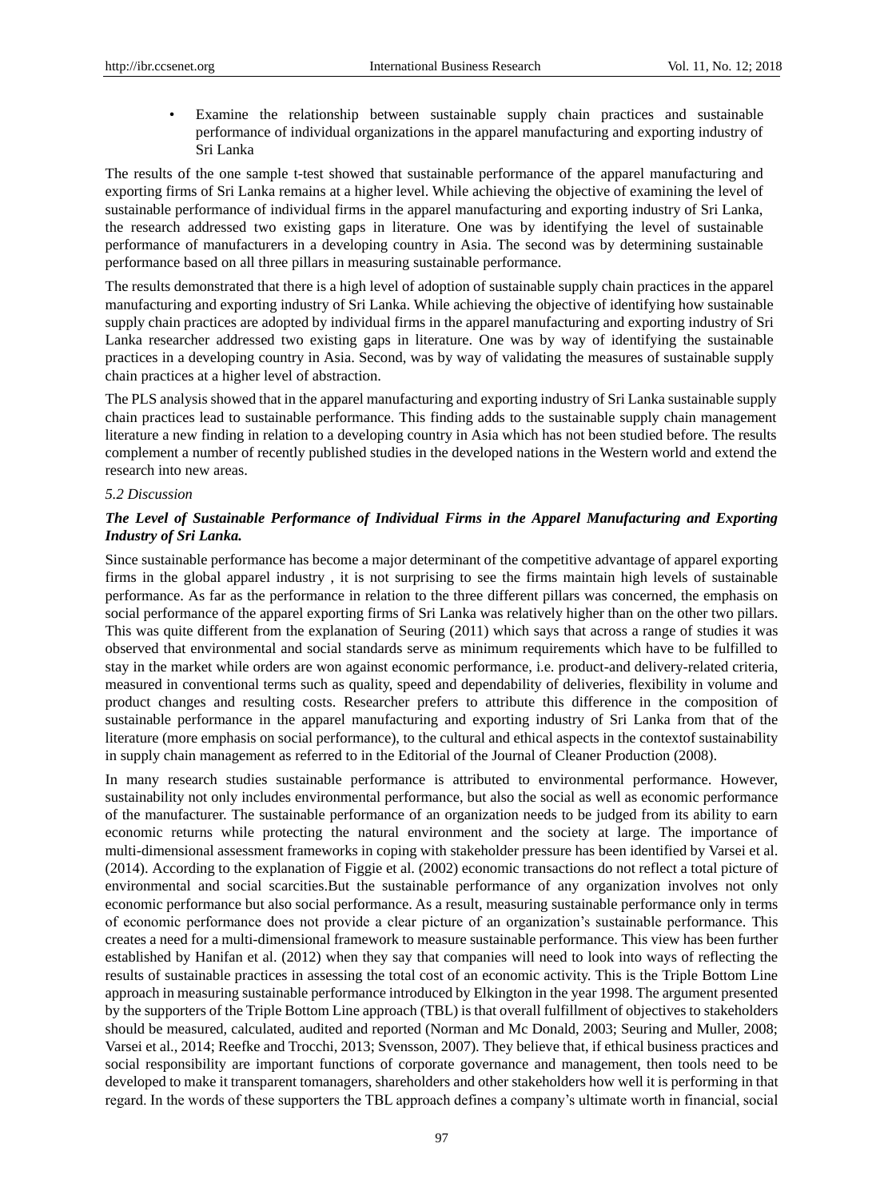- Examine the relationship between sustainable supply chain practices and sustainable performance of individual organizations in the apparel manufacturing and exporting industry of Sri Lanka

The results of the one sample t-test showed that sustainable performance of the apparel manufacturing and exporting firms of Sri Lanka remains at a higher level. While achieving the objective of examining the level of sustainable performance of individual firms in the apparel manufacturing and exporting industry of Sri Lanka, the research addressed two existing gaps in literature. One was by identifying the level of sustainable performance of manufacturers in a developing country in Asia. The second was by determining sustainable performance based on all three pillars in measuring sustainable performance.

The results demonstrated that there is a high level of adoption of sustainable supply chain practices in the apparel manufacturing and exporting industry of Sri Lanka. While achieving the objective of identifying how sustainable supply chain practices are adopted by individual firms in the apparel manufacturing and exporting industry of Sri Lanka researcher addressed two existing gaps in literature. One was by way of identifying the sustainable practices in a developing country in Asia. Second, was by way of validating the measures of sustainable supply chain practices at a higher level of abstraction.

The PLS analysis showed that in the apparel manufacturing and exporting industry of Sri Lanka sustainable supply chain practices lead to sustainable performance. This finding adds to the sustainable supply chain management literature a new finding in relation to a developing country in Asia which has not been studied before. The results complement a number of recently published studies in the developed nations in the Western world and extend the research into new areas.

*5.2 Discussion*

***The Level of Sustainable Performance of Individual Firms in the Apparel Manufacturing and Exporting Industry of Sri Lanka.***

Since sustainable performance has become a major determinant of the competitive advantage of apparel exporting firms in the global apparel industry , it is not surprising to see the firms maintain high levels of sustainable performance. As far as the performance in relation to the three different pillars was concerned, the emphasis on social performance of the apparel exporting firms of Sri Lanka was relatively higher than on the other two pillars. This was quite different from the explanation of Seuring (2011) which says that across a range of studies it was observed that environmental and social standards serve as minimum requirements which have to be fulfilled to stay in the market while orders are won against economic performance, i.e. product-and delivery-related criteria, measured in conventional terms such as quality, speed and dependability of deliveries, flexibility in volume and product changes and resulting costs. Researcher prefers to attribute this difference in the composition of sustainable performance in the apparel manufacturing and exporting industry of Sri Lanka from that of the literature (more emphasis on social performance), to the cultural and ethical aspects in the contextof sustainability in supply chain management as referred to in the Editorial of the Journal of Cleaner Production (2008).

In many research studies sustainable performance is attributed to environmental performance. However, sustainability not only includes environmental performance, but also the social as well as economic performance of the manufacturer. The sustainable performance of an organization needs to be judged from its ability to earn economic returns while protecting the natural environment and the society at large. The importance of multi-dimensional assessment frameworks in coping with stakeholder pressure has been identified by Varsei et al. (2014). According to the explanation of Figgie et al. (2002) economic transactions do not reflect a total picture of environmental and social scarcities.But the sustainable performance of any organization involves not only economic performance but also social performance. As a result, measuring sustainable performance only in terms of economic performance does not provide a clear picture of an organization's sustainable performance. This creates a need for a multi-dimensional framework to measure sustainable performance. This view has been further established by Hanifan et al. (2012) when they say that companies will need to look into ways of reflecting the results of sustainable practices in assessing the total cost of an economic activity. This is the Triple Bottom Line approach in measuring sustainable performance introduced by Elkington in the year 1998. The argument presented by the supporters of the Triple Bottom Line approach (TBL) is that overall fulfillment of objectives to stakeholders should be measured, calculated, audited and reported (Norman and Mc Donald, 2003; Seuring and Muller, 2008; Varsei et al., 2014; Reefke and Trocchi, 2013; Svensson, 2007). They believe that, if ethical business practices and social responsibility are important functions of corporate governance and management, then tools need to be developed to make it transparent tomanagers, shareholders and other stakeholders how well it is performing in that regard. In the words of these supporters the TBL approach defines a company's ultimate worth in financial, social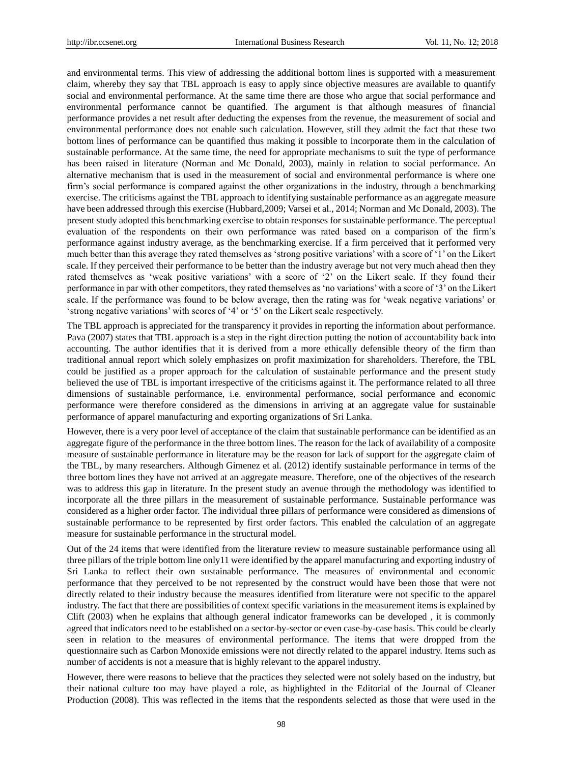and environmental terms. This view of addressing the additional bottom lines is supported with a measurement claim, whereby they say that TBL approach is easy to apply since objective measures are available to quantify social and environmental performance. At the same time there are those who argue that social performance and environmental performance cannot be quantified. The argument is that although measures of financial performance provides a net result after deducting the expenses from the revenue, the measurement of social and environmental performance does not enable such calculation. However, still they admit the fact that these two bottom lines of performance can be quantified thus making it possible to incorporate them in the calculation of sustainable performance. At the same time, the need for appropriate mechanisms to suit the type of performance has been raised in literature (Norman and Mc Donald, 2003), mainly in relation to social performance. An alternative mechanism that is used in the measurement of social and environmental performance is where one firm's social performance is compared against the other organizations in the industry, through a benchmarking exercise. The criticisms against the TBL approach to identifying sustainable performance as an aggregate measure have been addressed through this exercise (Hubbard,2009; Varsei et al., 2014; Norman and Mc Donald, 2003). The present study adopted this benchmarking exercise to obtain responses for sustainable performance. The perceptual evaluation of the respondents on their own performance was rated based on a comparison of the firm's performance against industry average, as the benchmarking exercise. If a firm perceived that it performed very much better than this average they rated themselves as 'strong positive variations' with a score of '1' on the Likert scale. If they perceived their performance to be better than the industry average but not very much ahead then they rated themselves as 'weak positive variations' with a score of '2' on the Likert scale. If they found their performance in par with other competitors, they rated themselves as 'no variations' with a score of '3' on the Likert scale. If the performance was found to be below average, then the rating was for 'weak negative variations' or 'strong negative variations' with scores of '4' or '5' on the Likert scale respectively.

The TBL approach is appreciated for the transparency it provides in reporting the information about performance. Pava (2007) states that TBL approach is a step in the right direction putting the notion of accountability back into accounting. The author identifies that it is derived from a more ethically defensible theory of the firm than traditional annual report which solely emphasizes on profit maximization for shareholders. Therefore, the TBL could be justified as a proper approach for the calculation of sustainable performance and the present study believed the use of TBL is important irrespective of the criticisms against it. The performance related to all three dimensions of sustainable performance, i.e. environmental performance, social performance and economic performance were therefore considered as the dimensions in arriving at an aggregate value for sustainable performance of apparel manufacturing and exporting organizations of Sri Lanka.

However, there is a very poor level of acceptance of the claim that sustainable performance can be identified as an aggregate figure of the performance in the three bottom lines. The reason for the lack of availability of a composite measure of sustainable performance in literature may be the reason for lack of support for the aggregate claim of the TBL, by many researchers. Although Gimenez et al. (2012) identify sustainable performance in terms of the three bottom lines they have not arrived at an aggregate measure. Therefore, one of the objectives of the research was to address this gap in literature. In the present study an avenue through the methodology was identified to incorporate all the three pillars in the measurement of sustainable performance. Sustainable performance was considered as a higher order factor. The individual three pillars of performance were considered as dimensions of sustainable performance to be represented by first order factors. This enabled the calculation of an aggregate measure for sustainable performance in the structural model.

Out of the 24 items that were identified from the literature review to measure sustainable performance using all three pillars of the triple bottom line only11 were identified by the apparel manufacturing and exporting industry of Sri Lanka to reflect their own sustainable performance. The measures of environmental and economic performance that they perceived to be not represented by the construct would have been those that were not directly related to their industry because the measures identified from literature were not specific to the apparel industry. The fact that there are possibilities of context specific variations in the measurement items is explained by Clift (2003) when he explains that although general indicator frameworks can be developed , it is commonly agreed that indicators need to be established on a sector-by-sector or even case-by-case basis. This could be clearly seen in relation to the measures of environmental performance. The items that were dropped from the questionnaire such as Carbon Monoxide emissions were not directly related to the apparel industry. Items such as number of accidents is not a measure that is highly relevant to the apparel industry.

However, there were reasons to believe that the practices they selected were not solely based on the industry, but their national culture too may have played a role, as highlighted in the Editorial of the Journal of Cleaner Production (2008). This was reflected in the items that the respondents selected as those that were used in the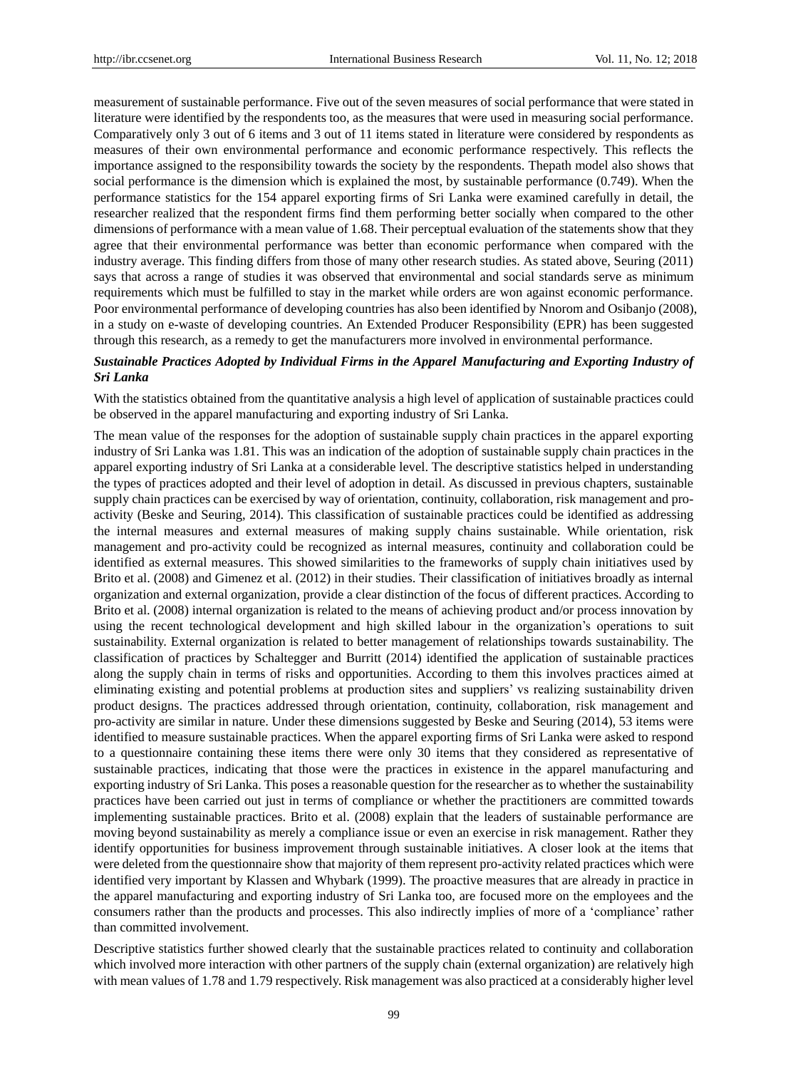measurement of sustainable performance. Five out of the seven measures of social performance that were stated in literature were identified by the respondents too, as the measures that were used in measuring social performance. Comparatively only 3 out of 6 items and 3 out of 11 items stated in literature were considered by respondents as measures of their own environmental performance and economic performance respectively. This reflects the importance assigned to the responsibility towards the society by the respondents. Thepath model also shows that social performance is the dimension which is explained the most, by sustainable performance (0.749). When the performance statistics for the 154 apparel exporting firms of Sri Lanka were examined carefully in detail, the researcher realized that the respondent firms find them performing better socially when compared to the other dimensions of performance with a mean value of 1.68. Their perceptual evaluation of the statements show that they agree that their environmental performance was better than economic performance when compared with the industry average. This finding differs from those of many other research studies. As stated above, Seuring (2011) says that across a range of studies it was observed that environmental and social standards serve as minimum requirements which must be fulfilled to stay in the market while orders are won against economic performance. Poor environmental performance of developing countries has also been identified by Nnorom and Osibanjo (2008), in a study on e-waste of developing countries. An Extended Producer Responsibility (EPR) has been suggested through this research, as a remedy to get the manufacturers more involved in environmental performance.

***Sustainable Practices Adopted by Individual Firms in the Apparel Manufacturing and Exporting Industry of Sri Lanka***

With the statistics obtained from the quantitative analysis a high level of application of sustainable practices could be observed in the apparel manufacturing and exporting industry of Sri Lanka.

The mean value of the responses for the adoption of sustainable supply chain practices in the apparel exporting industry of Sri Lanka was 1.81. This was an indication of the adoption of sustainable supply chain practices in the apparel exporting industry of Sri Lanka at a considerable level. The descriptive statistics helped in understanding the types of practices adopted and their level of adoption in detail. As discussed in previous chapters, sustainable supply chain practices can be exercised by way of orientation, continuity, collaboration, risk management and pro-activity (Beske and Seuring, 2014). This classification of sustainable practices could be identified as addressing the internal measures and external measures of making supply chains sustainable. While orientation, risk management and pro-activity could be recognized as internal measures, continuity and collaboration could be identified as external measures. This showed similarities to the frameworks of supply chain initiatives used by Brito et al. (2008) and Gimenez et al. (2012) in their studies. Their classification of initiatives broadly as internal organization and external organization, provide a clear distinction of the focus of different practices. According to Brito et al. (2008) internal organization is related to the means of achieving product and/or process innovation by using the recent technological development and high skilled labour in the organization's operations to suit sustainability. External organization is related to better management of relationships towards sustainability. The classification of practices by Schaltegger and Burritt (2014) identified the application of sustainable practices along the supply chain in terms of risks and opportunities. According to them this involves practices aimed at eliminating existing and potential problems at production sites and suppliers' vs realizing sustainability driven product designs. The practices addressed through orientation, continuity, collaboration, risk management and pro-activity are similar in nature. Under these dimensions suggested by Beske and Seuring (2014), 53 items were identified to measure sustainable practices. When the apparel exporting firms of Sri Lanka were asked to respond to a questionnaire containing these items there were only 30 items that they considered as representative of sustainable practices, indicating that those were the practices in existence in the apparel manufacturing and exporting industry of Sri Lanka. This poses a reasonable question for the researcher as to whether the sustainability practices have been carried out just in terms of compliance or whether the practitioners are committed towards implementing sustainable practices. Brito et al. (2008) explain that the leaders of sustainable performance are moving beyond sustainability as merely a compliance issue or even an exercise in risk management. Rather they identify opportunities for business improvement through sustainable initiatives. A closer look at the items that were deleted from the questionnaire show that majority of them represent pro-activity related practices which were identified very important by Klassen and Whybark (1999). The proactive measures that are already in practice in the apparel manufacturing and exporting industry of Sri Lanka too, are focused more on the employees and the consumers rather than the products and processes. This also indirectly implies of more of a 'compliance' rather than committed involvement.

Descriptive statistics further showed clearly that the sustainable practices related to continuity and collaboration which involved more interaction with other partners of the supply chain (external organization) are relatively high with mean values of 1.78 and 1.79 respectively. Risk management was also practiced at a considerably higher level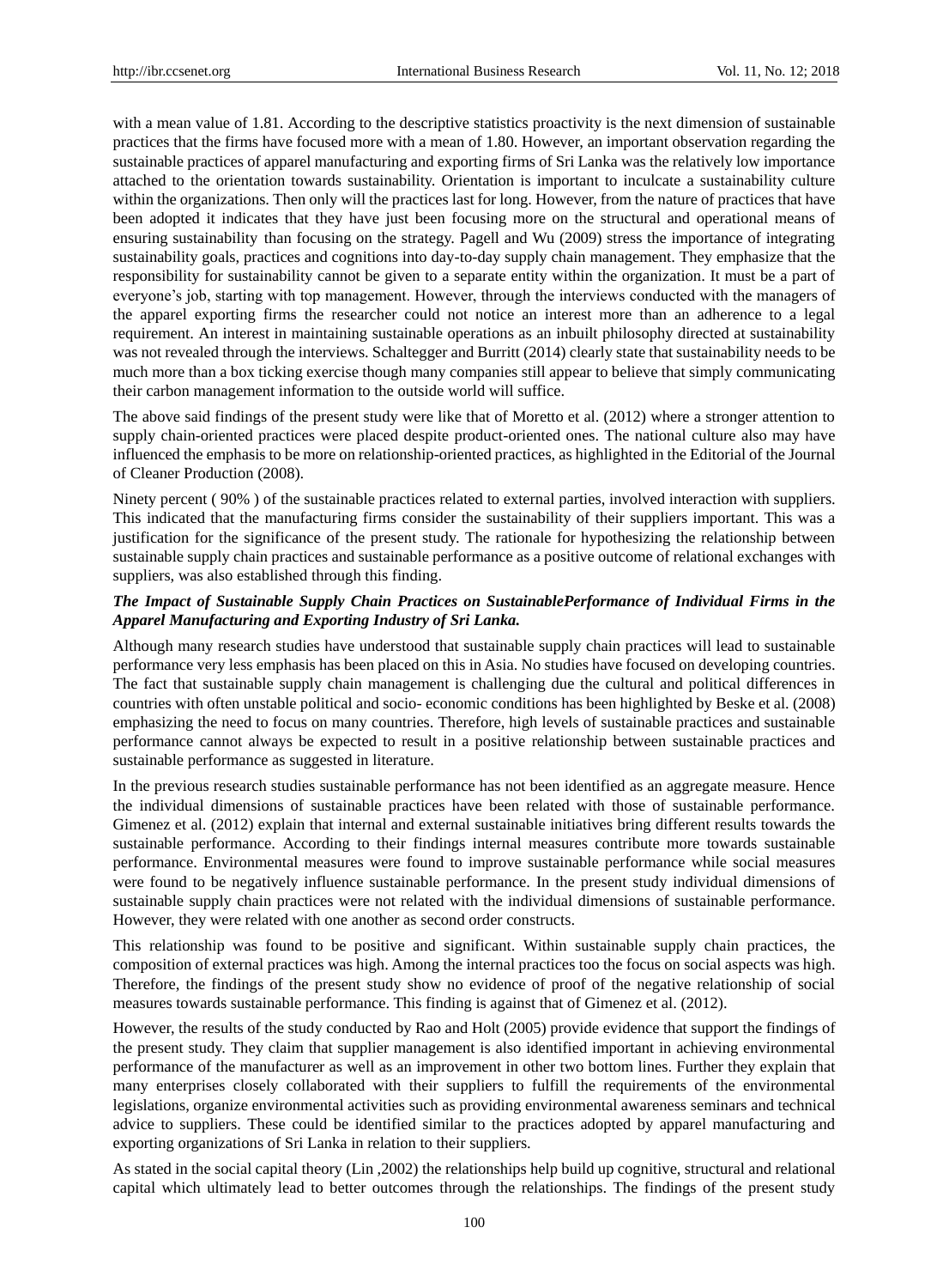with a mean value of 1.81. According to the descriptive statistics proactivity is the next dimension of sustainable practices that the firms have focused more with a mean of 1.80. However, an important observation regarding the sustainable practices of apparel manufacturing and exporting firms of Sri Lanka was the relatively low importance attached to the orientation towards sustainability. Orientation is important to inculcate a sustainability culture within the organizations. Then only will the practices last for long. However, from the nature of practices that have been adopted it indicates that they have just been focusing more on the structural and operational means of ensuring sustainability than focusing on the strategy. Pagell and Wu (2009) stress the importance of integrating sustainability goals, practices and cognitions into day-to-day supply chain management. They emphasize that the responsibility for sustainability cannot be given to a separate entity within the organization. It must be a part of everyone's job, starting with top management. However, through the interviews conducted with the managers of the apparel exporting firms the researcher could not notice an interest more than an adherence to a legal requirement. An interest in maintaining sustainable operations as an inbuilt philosophy directed at sustainability was not revealed through the interviews. Schaltegger and Burritt (2014) clearly state that sustainability needs to be much more than a box ticking exercise though many companies still appear to believe that simply communicating their carbon management information to the outside world will suffice.

The above said findings of the present study were like that of Moretto et al. (2012) where a stronger attention to supply chain-oriented practices were placed despite product-oriented ones. The national culture also may have influenced the emphasis to be more on relationship-oriented practices, as highlighted in the Editorial of the Journal of Cleaner Production (2008).

Ninety percent ( 90% ) of the sustainable practices related to external parties, involved interaction with suppliers. This indicated that the manufacturing firms consider the sustainability of their suppliers important. This was a justification for the significance of the present study. The rationale for hypothesizing the relationship between sustainable supply chain practices and sustainable performance as a positive outcome of relational exchanges with suppliers, was also established through this finding.

***The Impact of Sustainable Supply Chain Practices on SustainablePerformance of Individual Firms in the Apparel Manufacturing and Exporting Industry of Sri Lanka.***

Although many research studies have understood that sustainable supply chain practices will lead to sustainable performance very less emphasis has been placed on this in Asia. No studies have focused on developing countries. The fact that sustainable supply chain management is challenging due the cultural and political differences in countries with often unstable political and socio- economic conditions has been highlighted by Beske et al. (2008) emphasizing the need to focus on many countries. Therefore, high levels of sustainable practices and sustainable performance cannot always be expected to result in a positive relationship between sustainable practices and sustainable performance as suggested in literature.

In the previous research studies sustainable performance has not been identified as an aggregate measure. Hence the individual dimensions of sustainable practices have been related with those of sustainable performance. Gimenez et al. (2012) explain that internal and external sustainable initiatives bring different results towards the sustainable performance. According to their findings internal measures contribute more towards sustainable performance. Environmental measures were found to improve sustainable performance while social measures were found to be negatively influence sustainable performance. In the present study individual dimensions of sustainable supply chain practices were not related with the individual dimensions of sustainable performance. However, they were related with one another as second order constructs.

This relationship was found to be positive and significant. Within sustainable supply chain practices, the composition of external practices was high. Among the internal practices too the focus on social aspects was high. Therefore, the findings of the present study show no evidence of proof of the negative relationship of social measures towards sustainable performance. This finding is against that of Gimenez et al. (2012).

However, the results of the study conducted by Rao and Holt (2005) provide evidence that support the findings of the present study. They claim that supplier management is also identified important in achieving environmental performance of the manufacturer as well as an improvement in other two bottom lines. Further they explain that many enterprises closely collaborated with their suppliers to fulfill the requirements of the environmental legislations, organize environmental activities such as providing environmental awareness seminars and technical advice to suppliers. These could be identified similar to the practices adopted by apparel manufacturing and exporting organizations of Sri Lanka in relation to their suppliers.

As stated in the social capital theory (Lin ,2002) the relationships help build up cognitive, structural and relational capital which ultimately lead to better outcomes through the relationships. The findings of the present study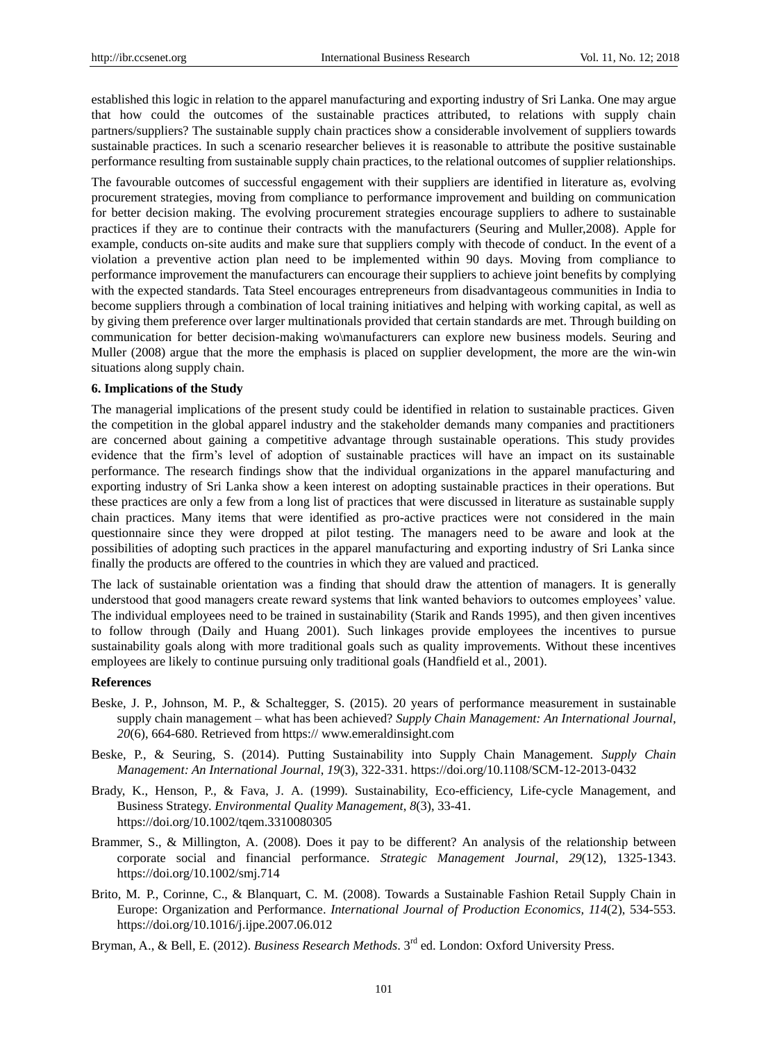established this logic in relation to the apparel manufacturing and exporting industry of Sri Lanka. One may argue that how could the outcomes of the sustainable practices attributed, to relations with supply chain partners/suppliers? The sustainable supply chain practices show a considerable involvement of suppliers towards sustainable practices. In such a scenario researcher believes it is reasonable to attribute the positive sustainable performance resulting from sustainable supply chain practices, to the relational outcomes of supplier relationships.

The favourable outcomes of successful engagement with their suppliers are identified in literature as, evolving procurement strategies, moving from compliance to performance improvement and building on communication for better decision making. The evolving procurement strategies encourage suppliers to adhere to sustainable practices if they are to continue their contracts with the manufacturers (Seuring and Muller,2008). Apple for example, conducts on-site audits and make sure that suppliers comply with thecode of conduct. In the event of a violation a preventive action plan need to be implemented within 90 days. Moving from compliance to performance improvement the manufacturers can encourage their suppliers to achieve joint benefits by complying with the expected standards. Tata Steel encourages entrepreneurs from disadvantageous communities in India to become suppliers through a combination of local training initiatives and helping with working capital, as well as by giving them preference over larger multinationals provided that certain standards are met. Through building on communication for better decision-making wo\manufacturers can explore new business models. Seuring and Muller (2008) argue that the more the emphasis is placed on supplier development, the more are the win-win situations along supply chain.

**6. Implications of the Study**

The managerial implications of the present study could be identified in relation to sustainable practices. Given the competition in the global apparel industry and the stakeholder demands many companies and practitioners are concerned about gaining a competitive advantage through sustainable operations. This study provides evidence that the firm's level of adoption of sustainable practices will have an impact on its sustainable performance. The research findings show that the individual organizations in the apparel manufacturing and exporting industry of Sri Lanka show a keen interest on adopting sustainable practices in their operations. But these practices are only a few from a long list of practices that were discussed in literature as sustainable supply chain practices. Many items that were identified as pro-active practices were not considered in the main questionnaire since they were dropped at pilot testing. The managers need to be aware and look at the possibilities of adopting such practices in the apparel manufacturing and exporting industry of Sri Lanka since finally the products are offered to the countries in which they are valued and practiced.

The lack of sustainable orientation was a finding that should draw the attention of managers. It is generally understood that good managers create reward systems that link wanted behaviors to outcomes employees' value. The individual employees need to be trained in sustainability (Starik and Rands 1995), and then given incentives to follow through (Daily and Huang 2001). Such linkages provide employees the incentives to pursue sustainability goals along with more traditional goals such as quality improvements. Without these incentives employees are likely to continue pursuing only traditional goals (Handfield et al., 2001).

**References**

Beske, J. P., Johnson, M. P., & Schaltegger, S. (2015). 20 years of performance measurement in sustainable supply chain management – what has been achieved? *Supply Chain Management: An International Journal*, *20*(6), 664-680. Retrieved from https:// www.emeraldinsight.com

Beske, P., & Seuring, S. (2014). Putting Sustainability into Supply Chain Management. *Supply Chain Management: An International Journal*, *19*(3), 322-331. https://doi.org/10.1108/SCM-12-2013-0432

Brady, K., Henson, P., & Fava, J. A. (1999). Sustainability, Eco-efficiency, Life-cycle Management, and Business Strategy. *Environmental Quality Management*, *8*(3), 33-41. https://doi.org/10.1002/tqem.3310080305

Brammer, S., & Millington, A. (2008). Does it pay to be different? An analysis of the relationship between corporate social and financial performance. *Strategic Management Journal*, *29*(12), 1325-1343. https://doi.org/10.1002/smj.714

Brito, M. P., Corinne, C., & Blanquart, C. M. (2008). Towards a Sustainable Fashion Retail Supply Chain in Europe: Organization and Performance. *International Journal of Production Economics*, *114*(2), 534-553. https://doi.org/10.1016/j.ijpe.2007.06.012

Bryman, A., & Bell, E. (2012). *Business Research Methods*. 3rd ed. London: Oxford University Press.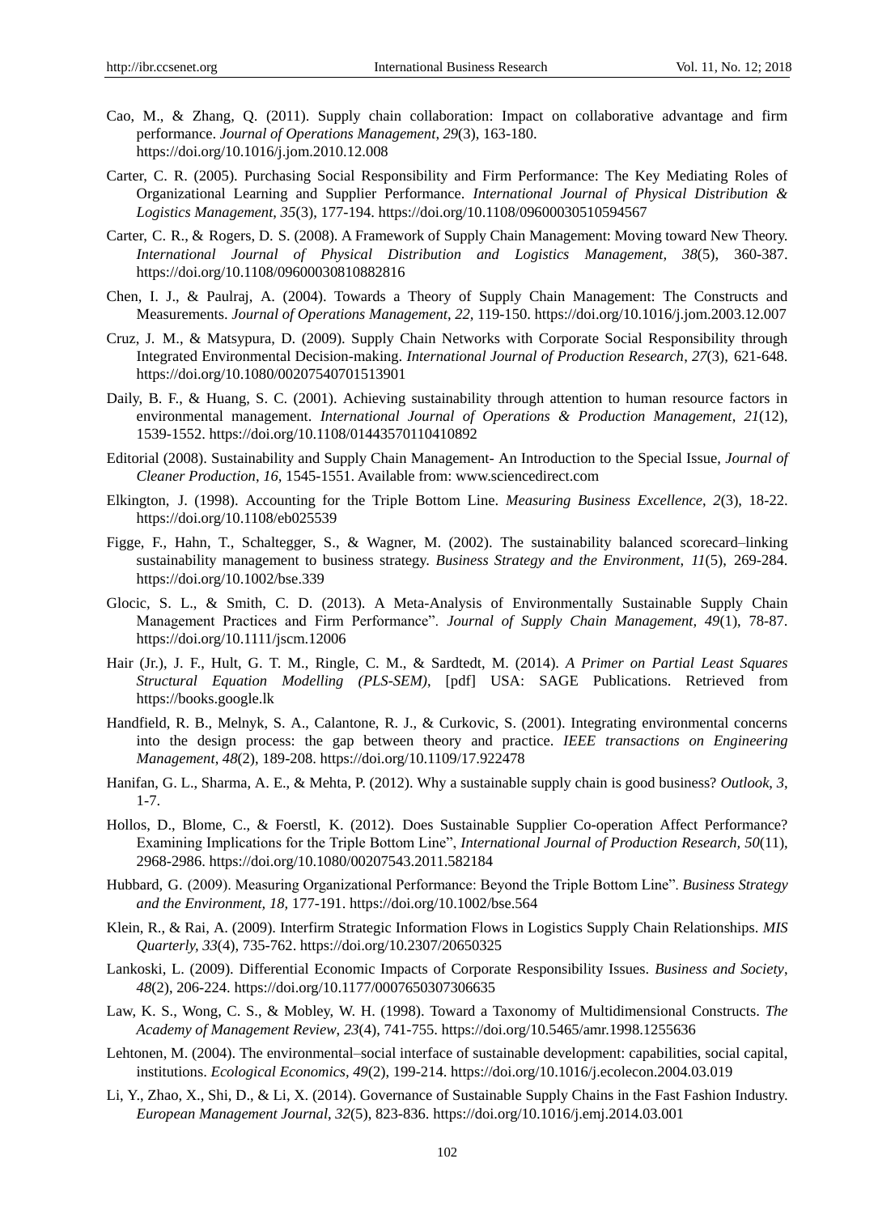Cao, M., & Zhang, Q. (2011). Supply chain collaboration: Impact on collaborative advantage and firm performance. *Journal of Operations Management*, *29*(3), 163-180. https://doi.org/10.1016/j.jom.2010.12.008

Carter, C. R. (2005). Purchasing Social Responsibility and Firm Performance: The Key Mediating Roles of Organizational Learning and Supplier Performance. *International Journal of Physical Distribution & Logistics Management*, *35*(3), 177-194. https://doi.org/10.1108/09600030510594567

Carter, C. R., & Rogers, D. S. (2008). A Framework of Supply Chain Management: Moving toward New Theory. *International Journal of Physical Distribution and Logistics Management, 38*(5), 360-387. https://doi.org/10.1108/09600030810882816

Chen, I. J., & Paulraj, A. (2004). Towards a Theory of Supply Chain Management: The Constructs and Measurements. *Journal of Operations Management*, *22,* 119-150. https://doi.org/10.1016/j.jom.2003.12.007

Cruz, J. M., & Matsypura, D. (2009). Supply Chain Networks with Corporate Social Responsibility through Integrated Environmental Decision-making. *International Journal of Production Research*, *27*(3), 621-648. https://doi.org/10.1080/00207540701513901

Daily, B. F., & Huang, S. C. (2001). Achieving sustainability through attention to human resource factors in environmental management. *International Journal of Operations & Production Management*, *21*(12), 1539-1552. https://doi.org/10.1108/01443570110410892

Editorial (2008). Sustainability and Supply Chain Management- An Introduction to the Special Issue, *Journal of Cleaner Production*, *16,* 1545-1551. Available from: www.sciencedirect.com

Elkington, J. (1998). Accounting for the Triple Bottom Line. *Measuring Business Excellence*, *2*(3), 18-22. https://doi.org/10.1108/eb025539

Figge, F., Hahn, T., Schaltegger, S., & Wagner, M. (2002). The sustainability balanced scorecard–linking sustainability management to business strategy. *Business Strategy and the Environment*, *11*(5), 269-284. https://doi.org/10.1002/bse.339

Glocic, S. L., & Smith, C. D. (2013). A Meta-Analysis of Environmentally Sustainable Supply Chain Management Practices and Firm Performance". *Journal of Supply Chain Management, 49*(1), 78-87. https://doi.org/10.1111/jscm.12006

Hair (Jr.), J. F., Hult, G. T. M., Ringle, C. M., & Sardtedt, M. (2014). *A Primer on Partial Least Squares Structural Equation Modelling (PLS-SEM),* [pdf] USA: SAGE Publications. Retrieved from https://books.google.lk

Handfield, R. B., Melnyk, S. A., Calantone, R. J., & Curkovic, S. (2001). Integrating environmental concerns into the design process: the gap between theory and practice. *IEEE transactions on Engineering Management*, *48*(2), 189-208. https://doi.org/10.1109/17.922478

Hanifan, G. L., Sharma, A. E., & Mehta, P. (2012). Why a sustainable supply chain is good business? *Outlook*, *3*, 1-7.

Hollos, D., Blome, C., & Foerstl, K. (2012). Does Sustainable Supplier Co-operation Affect Performance? Examining Implications for the Triple Bottom Line", *International Journal of Production Research, 50*(11), 2968-2986. https://doi.org/10.1080/00207543.2011.582184

Hubbard, G. (2009). Measuring Organizational Performance: Beyond the Triple Bottom Line". *Business Strategy and the Environment, 18,* 177-191. https://doi.org/10.1002/bse.564

Klein, R., & Rai, A. (2009). Interfirm Strategic Information Flows in Logistics Supply Chain Relationships. *MIS Quarterly*, *33*(4), 735-762. https://doi.org/10.2307/20650325

Lankoski, L. (2009). Differential Economic Impacts of Corporate Responsibility Issues. *Business and Society*, *48*(2), 206-224. https://doi.org/10.1177/0007650307306635

Law, K. S., Wong, C. S., & Mobley, W. H. (1998). Toward a Taxonomy of Multidimensional Constructs. *The Academy of Management Review*, *23*(4), 741-755. https://doi.org/10.5465/amr.1998.1255636

Lehtonen, M. (2004). The environmental–social interface of sustainable development: capabilities, social capital, institutions. *Ecological Economics, 49*(2), 199-214. https://doi.org/10.1016/j.ecolecon.2004.03.019

Li, Y., Zhao, X., Shi, D., & Li, X. (2014). Governance of Sustainable Supply Chains in the Fast Fashion Industry. *European Management Journal, 32*(5), 823-836. https://doi.org/10.1016/j.emj.2014.03.001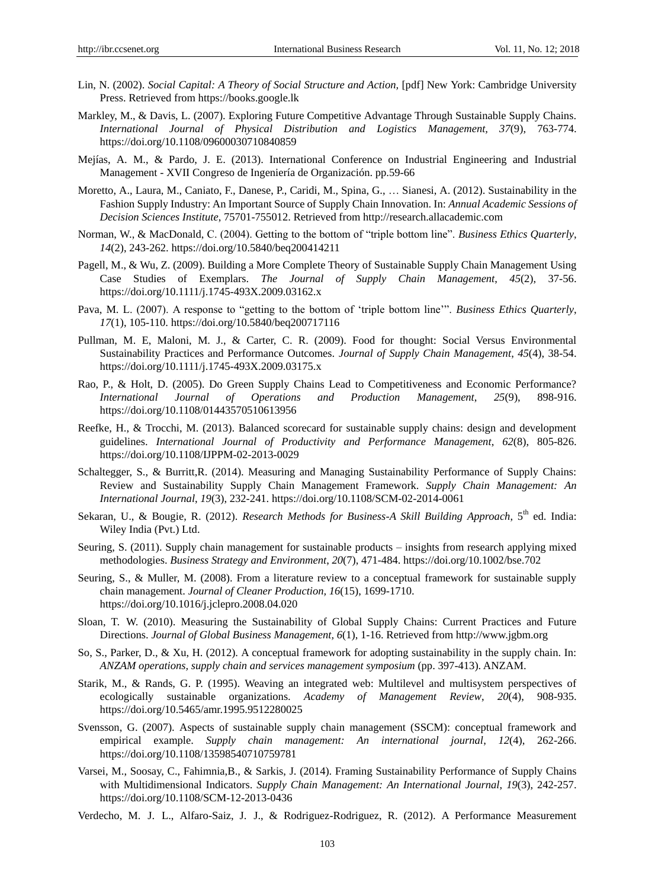Lin, N. (2002). *Social Capital: A Theory of Social Structure and Action,* [pdf] New York: Cambridge University Press. Retrieved from https://books.google.lk

Markley, M., & Davis, L. (2007). Exploring Future Competitive Advantage Through Sustainable Supply Chains. *International Journal of Physical Distribution and Logistics Management, 37*(9), 763-774. https://doi.org/10.1108/09600030710840859

Mejías, A. M., & Pardo, J. E. (2013). International Conference on Industrial Engineering and Industrial Management - XVII Congreso de Ingeniería de Organización. pp.59-66

Moretto, A., Laura, M., Caniato, F., Danese, P., Caridi, M., Spina, G., … Sianesi, A. (2012). Sustainability in the Fashion Supply Industry: An Important Source of Supply Chain Innovation. In: *Annual Academic Sessions of Decision Sciences Institute*, 75701-755012. Retrieved from http://research.allacademic.com

Norman, W., & MacDonald, C. (2004). Getting to the bottom of "triple bottom line". *Business Ethics Quarterly*, *14*(2), 243-262. https://doi.org/10.5840/beq200414211

Pagell, M., & Wu, Z. (2009). Building a More Complete Theory of Sustainable Supply Chain Management Using Case Studies of Exemplars. *The Journal of Supply Chain Management*, *45*(2), 37-56. https://doi.org/10.1111/j.1745-493X.2009.03162.x

Pava, M. L. (2007). A response to "getting to the bottom of 'triple bottom line'". *Business Ethics Quarterly*, *17*(1), 105-110. https://doi.org/10.5840/beq200717116

Pullman, M. E, Maloni, M. J., & Carter, C. R. (2009). Food for thought: Social Versus Environmental Sustainability Practices and Performance Outcomes. *Journal of Supply Chain Management*, *45*(4), 38-54. https://doi.org/10.1111/j.1745-493X.2009.03175.x

Rao, P., & Holt, D. (2005). Do Green Supply Chains Lead to Competitiveness and Economic Performance? *International Journal of Operations and Production Management*, *25*(9), 898-916. https://doi.org/10.1108/01443570510613956

Reefke, H., & Trocchi, M. (2013). Balanced scorecard for sustainable supply chains: design and development guidelines. *International Journal of Productivity and Performance Management*, *62*(8), 805-826. https://doi.org/10.1108/IJPPM-02-2013-0029

Schaltegger, S., & Burritt,R. (2014). Measuring and Managing Sustainability Performance of Supply Chains: Review and Sustainability Supply Chain Management Framework. *Supply Chain Management: An International Journal*, *19*(3), 232-241. https://doi.org/10.1108/SCM-02-2014-0061

Sekaran, U., & Bougie, R. (2012). *Research Methods for Business-A Skill Building Approach*, 5th ed. India: Wiley India (Pvt.) Ltd.

Seuring, S. (2011). Supply chain management for sustainable products – insights from research applying mixed methodologies. *Business Strategy and Environment*, *20*(7), 471-484. https://doi.org/10.1002/bse.702

Seuring, S., & Muller, M. (2008). From a literature review to a conceptual framework for sustainable supply chain management. *Journal of Cleaner Production, 16*(15), 1699-1710. https://doi.org/10.1016/j.jclepro.2008.04.020

Sloan, T. W. (2010). Measuring the Sustainability of Global Supply Chains: Current Practices and Future Directions. *Journal of Global Business Management, 6*(1), 1-16. Retrieved from http://www.jgbm.org

So, S., Parker, D., & Xu, H. (2012). A conceptual framework for adopting sustainability in the supply chain. In: *ANZAM operations, supply chain and services management symposium* (pp. 397-413). ANZAM.

Starik, M., & Rands, G. P. (1995). Weaving an integrated web: Multilevel and multisystem perspectives of ecologically sustainable organizations. *Academy of Management Review*, *20*(4), 908-935. https://doi.org/10.5465/amr.1995.9512280025

Svensson, G. (2007). Aspects of sustainable supply chain management (SSCM): conceptual framework and empirical example. *Supply chain management: An international journal*, *12*(4), 262-266. https://doi.org/10.1108/13598540710759781

Varsei, M., Soosay, C., Fahimnia,B., & Sarkis, J. (2014). Framing Sustainability Performance of Supply Chains with Multidimensional Indicators. *Supply Chain Management: An International Journal, 19*(3), 242-257. https://doi.org/10.1108/SCM-12-2013-0436

Verdecho, M. J. L., Alfaro-Saiz, J. J., & Rodriguez-Rodriguez, R. (2012). A Performance Measurement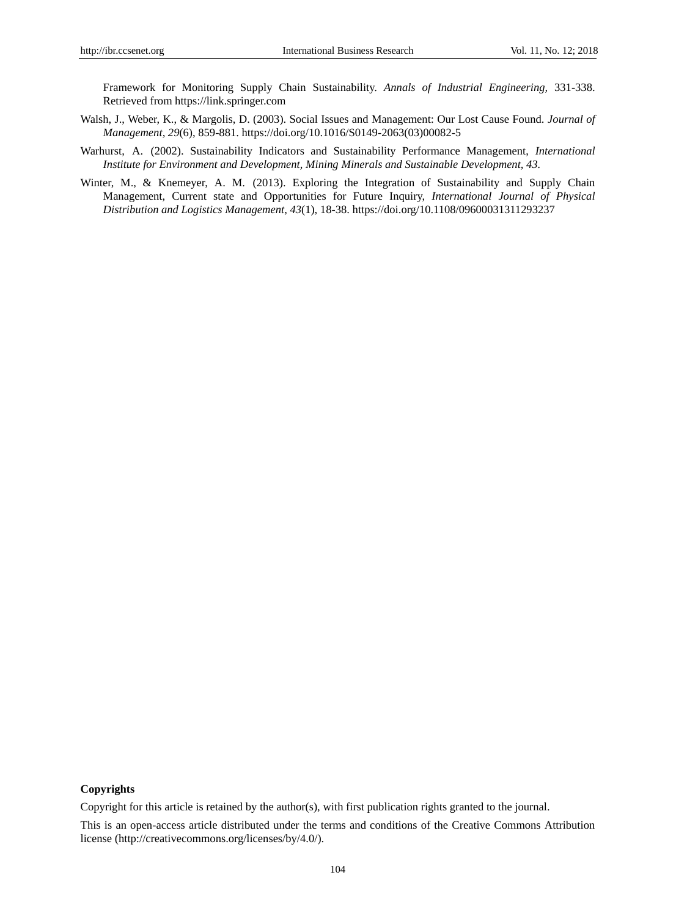Framework for Monitoring Supply Chain Sustainability. *Annals of Industrial Engineering,* 331-338. Retrieved from https://link.springer.com

Walsh, J., Weber, K., & Margolis, D. (2003). Social Issues and Management: Our Lost Cause Found. *Journal of Management, 29*(6), 859-881. https://doi.org/10.1016/S0149-2063(03)00082-5

Warhurst, A. (2002). Sustainability Indicators and Sustainability Performance Management, *International Institute for Environment and Development, Mining Minerals and Sustainable Development, 43*.

Winter, M., & Knemeyer, A. M. (2013). Exploring the Integration of Sustainability and Supply Chain Management, Current state and Opportunities for Future Inquiry, *International Journal of Physical Distribution and Logistics Management*, *43*(1), 18-38. https://doi.org/10.1108/09600031311293237

**Copyrights**

Copyright for this article is retained by the author(s), with first publication rights granted to the journal.

This is an open-access article distributed under the terms and conditions of the Creative Commons Attribution license (http://creativecommons.org/licenses/by/4.0/).